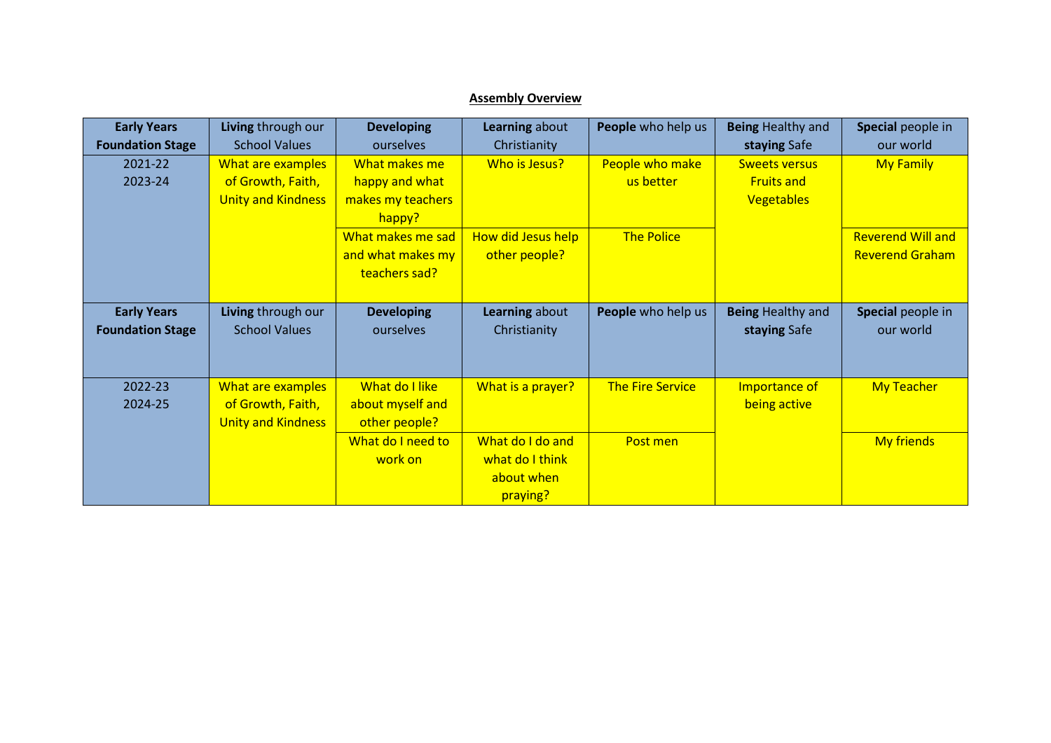**Assembly Overview**

| Early Years Foundation Stage | **Living** through our School Values | **Developing** ourselves | **Learning** about Christianity | **People** who help us | **Being** Healthy and **staying** Safe | **Special** people in our world |
|---|---|---|---|---|---|---|
| 2021-22<br>2023-24 | What are examples of Growth, Faith, Unity and Kindness | What makes me happy and what makes my teachers happy? | Who is Jesus? | People who make us better | Sweets versus Fruits and Vegetables | My Family |
| | | What makes me sad and what makes my teachers sad? | How did Jesus help other people? | The Police | | Reverend Will and Reverend Graham |
| **Early Years Foundation Stage** | **Living** through our School Values | **Developing** ourselves | **Learning** about Christianity | **People** who help us | **Being** Healthy and **staying** Safe | **Special** people in our world |
| 2022-23<br>2024-25 | What are examples of Growth, Faith, Unity and Kindness | What do I like about myself and other people? | What is a prayer? | The Fire Service | Importance of being active | My Teacher |
| | | What do I need to work on | What do I do and what do I think about when praying? | Post men | | My friends |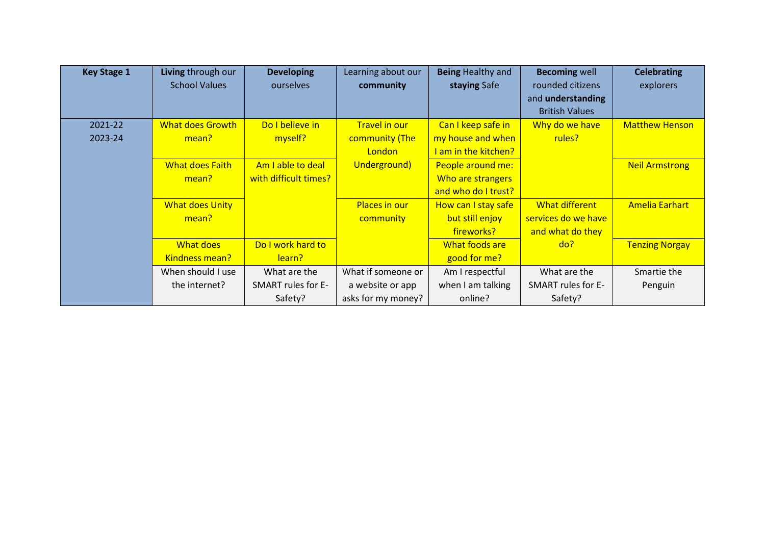| Key Stage 1 | **Living** through our School Values | **Developing** ourselves | Learning about our **community** | **Being** Healthy and **staying** Safe | **Becoming** well rounded citizens and **understanding** British Values | **Celebrating** explorers |
|---|---|---|---|---|---|---|
| 2021-22<br>2023-24 | What does Growth mean? | Do I believe in myself? | Travel in our community (The London Underground) | Can I keep safe in my house and when I am in the kitchen? | Why do we have rules? | Matthew Henson |
| | What does Faith mean? | Am I able to deal with difficult times? | | People around me: Who are strangers and who do I trust? | | Neil Armstrong |
| | What does Unity mean? | | Places in our community | How can I stay safe but still enjoy fireworks? | What different services do we have and what do they do? | Amelia Earhart |
| | What does Kindness mean? | Do I work hard to learn? | | What foods are good for me? | | Tenzing Norgay |
| | When should I use the internet? | What are the SMART rules for E-Safety? | What if someone or a website or app asks for my money? | Am I respectful when I am talking online? | What are the SMART rules for E-Safety? | Smartie the Penguin |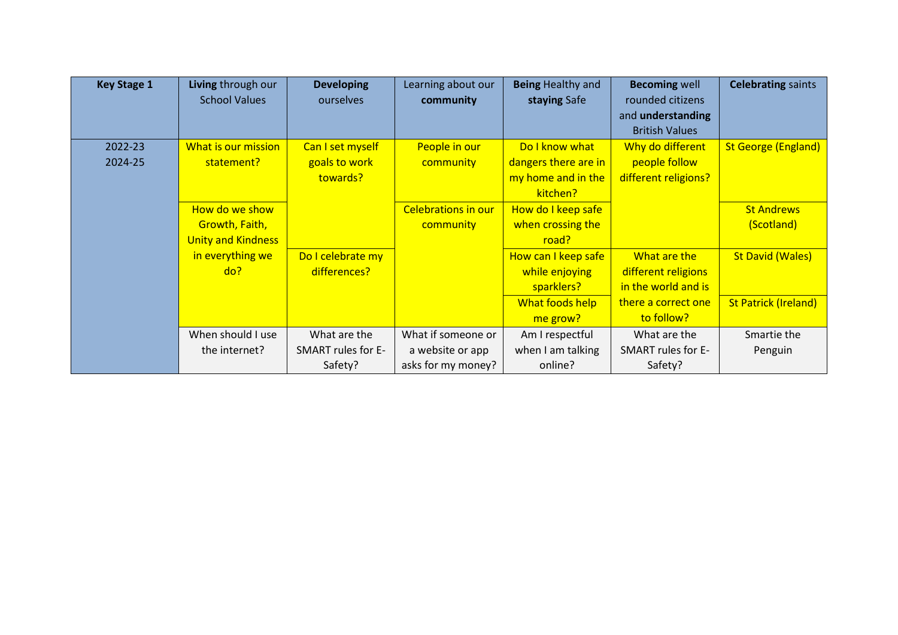| **Key Stage 1** | **Living** through our School Values | **Developing** ourselves | Learning about our **community** | **Being** Healthy and **staying** Safe | **Becoming** well rounded citizens and **understanding** British Values | **Celebrating** saints |
|---|---|---|---|---|---|---|
| 2022-23<br>2024-25 | What is our mission statement? | Can I set myself goals to work towards? | People in our community | Do I know what dangers there are in my home and in the kitchen? | Why do different people follow different religions? | St George (England) |
| | How do we show Growth, Faith, Unity and Kindness in everything we do? | | Celebrations in our community | How do I keep safe when crossing the road? | | St Andrews (Scotland) |
| | | Do I celebrate my differences? | | How can I keep safe while enjoying sparklers? | What are the different religions in the world and is there a correct one to follow? | St David (Wales) |
| | | | | What foods help me grow? | | St Patrick (Ireland) |
| | When should I use the internet? | What are the SMART rules for E-Safety? | What if someone or a website or app asks for my money? | Am I respectful when I am talking online? | What are the SMART rules for E-Safety? | Smartie the Penguin |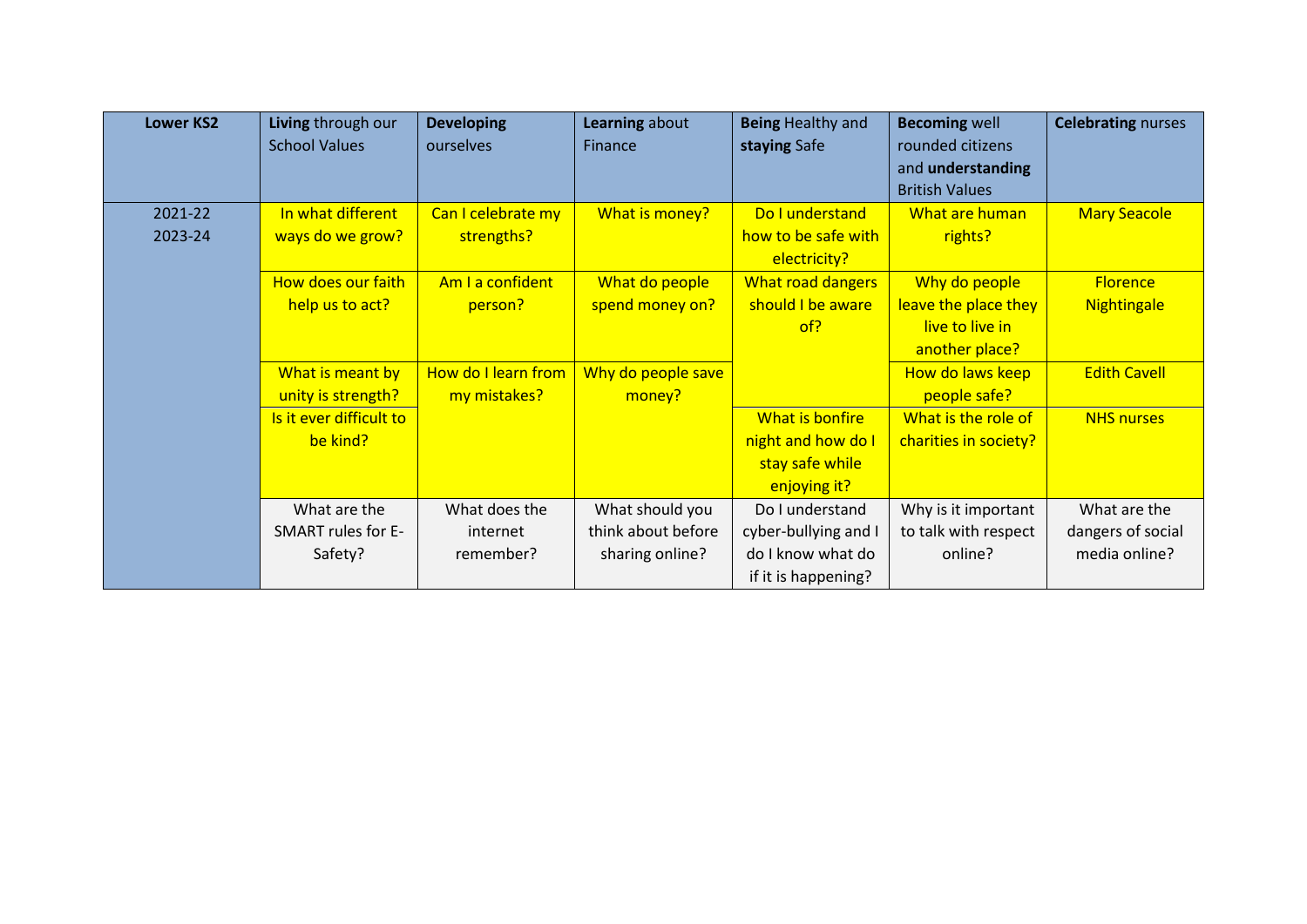| Lower KS2 | **Living** through our School Values | **Developing** ourselves | **Learning** about Finance | **Being** Healthy and **staying** Safe | **Becoming** well rounded citizens and **understanding** British Values | **Celebrating** nurses |
|---|---|---|---|---|---|---|
| 2021-22<br>2023-24 | In what different ways do we grow? | Can I celebrate my strengths? | What is money? | Do I understand how to be safe with electricity? | What are human rights? | Mary Seacole |
| | How does our faith help us to act? | Am I a confident person? | What do people spend money on? | What road dangers should I be aware of? | Why do people leave the place they live to live in another place? | Florence Nightingale |
| | What is meant by unity is strength? | How do I learn from my mistakes? | Why do people save money? | | How do laws keep people safe? | Edith Cavell |
| | Is it ever difficult to be kind? | | | What is bonfire night and how do I stay safe while enjoying it? | What is the role of charities in society? | NHS nurses |
| | What are the SMART rules for E-Safety? | What does the internet remember? | What should you think about before sharing online? | Do I understand cyber-bullying and I do I know what do if it is happening? | Why is it important to talk with respect online? | What are the dangers of social media online? |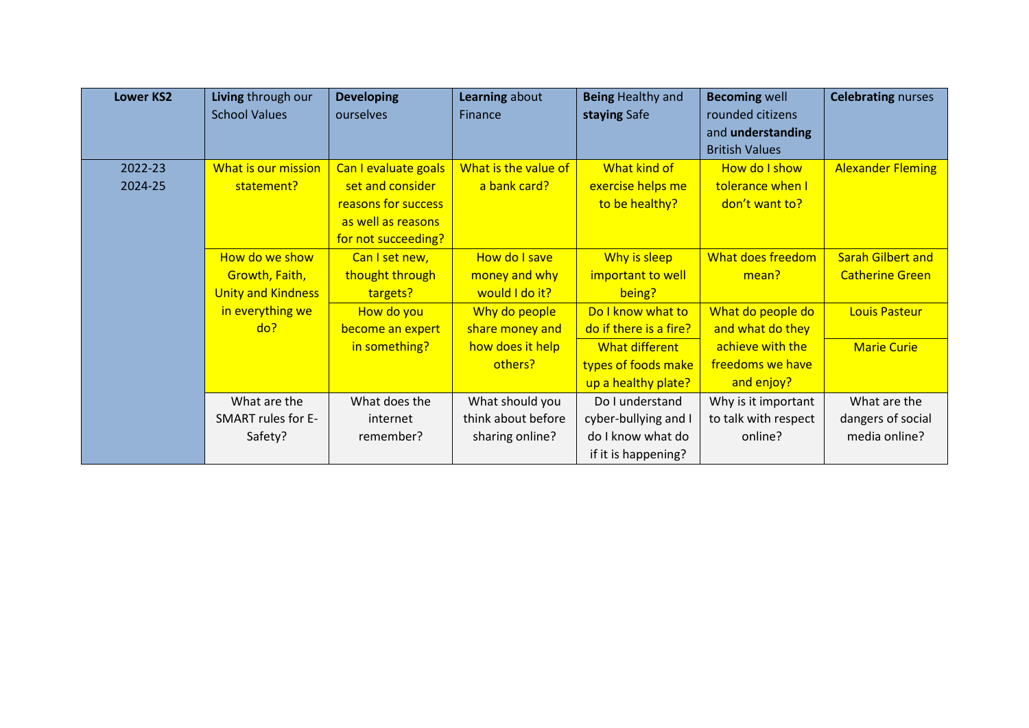| Lower KS2 | **Living** through our School Values | **Developing** ourselves | **Learning** about Finance | **Being** Healthy and **staying** Safe | **Becoming** well rounded citizens and **understanding** British Values | **Celebrating** nurses |
|---|---|---|---|---|---|---|
| 2022-23<br>2024-25 | What is our mission statement? | Can I evaluate goals set and consider reasons for success as well as reasons for not succeeding? | What is the value of a bank card? | What kind of exercise helps me to be healthy? | How do I show tolerance when I don't want to? | Alexander Fleming |
| | How do we show Growth, Faith, Unity and Kindness in everything we do? | Can I set new, thought through targets? | How do I save money and why would I do it? | Why is sleep important to well being? | What does freedom mean? | Sarah Gilbert and Catherine Green |
| | | How do you become an expert in something? | Why do people share money and how does it help others? | Do I know what to do if there is a fire? | What do people do and what do they achieve with the freedoms we have and enjoy? | Louis Pasteur |
| | | | | What different types of foods make up a healthy plate? | | Marie Curie |
| | What are the SMART rules for E-Safety? | What does the internet remember? | What should you think about before sharing online? | Do I understand cyber-bullying and I do I know what do if it is happening? | Why is it important to talk with respect online? | What are the dangers of social media online? |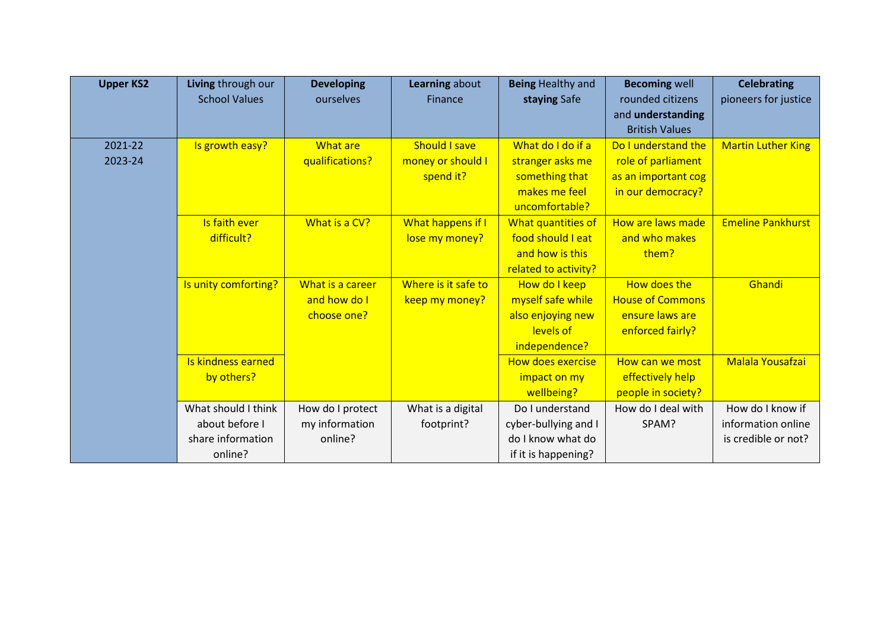| **Upper KS2** | **Living** through our School Values | **Developing** ourselves | **Learning** about Finance | **Being** Healthy and **staying** Safe | **Becoming** well rounded citizens and **understanding** British Values | **Celebrating** pioneers for justice |
|---|---|---|---|---|---|---|
| 2021-22<br>2023-24 | Is growth easy? | What are qualifications? | Should I save money or should I spend it? | What do I do if a stranger asks me something that makes me feel uncomfortable? | Do I understand the role of parliament as an important cog in our democracy? | Martin Luther King |
| | Is faith ever difficult? | What is a CV? | What happens if I lose my money? | What quantities of food should I eat and how is this related to activity? | How are laws made and who makes them? | Emeline Pankhurst |
| | Is unity comforting? | What is a career and how do I choose one? | Where is it safe to keep my money? | How do I keep myself safe while also enjoying new levels of independence? | How does the House of Commons ensure laws are enforced fairly? | Ghandi |
| | Is kindness earned by others? | | | How does exercise impact on my wellbeing? | How can we most effectively help people in society? | Malala Yousafzai |
| | What should I think about before I share information online? | How do I protect my information online? | What is a digital footprint? | Do I understand cyber-bullying and I do I know what do if it is happening? | How do I deal with SPAM? | How do I know if information online is credible or not? |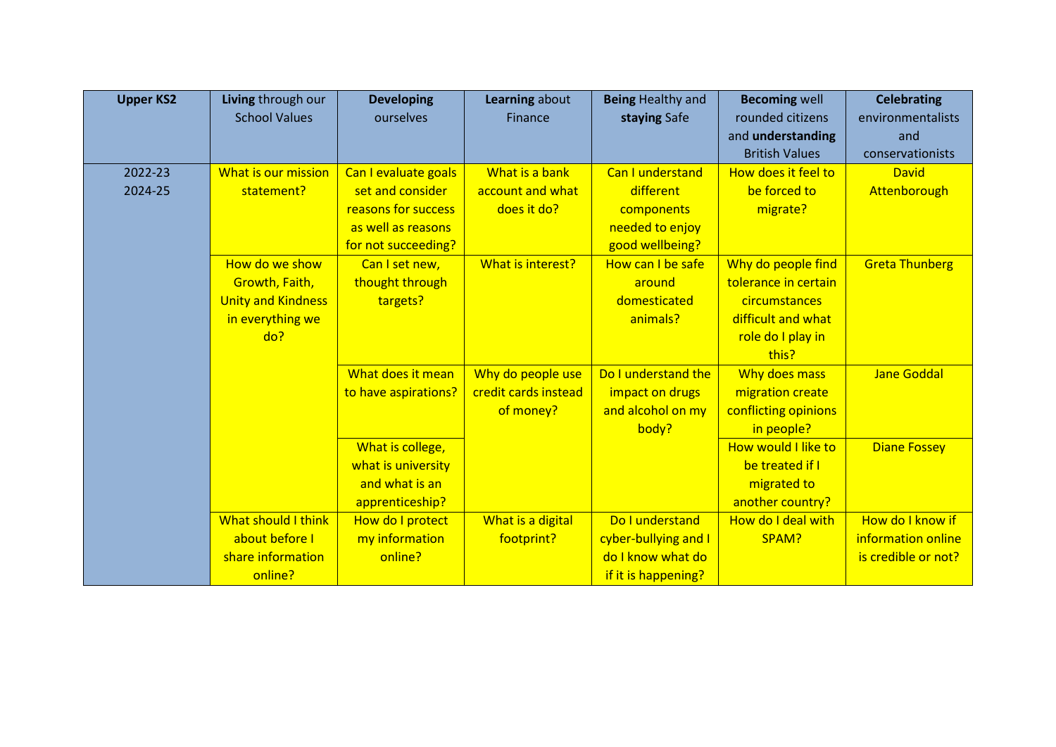| Upper KS2 | **Living** through our School Values | **Developing** ourselves | **Learning** about Finance | **Being** Healthy and **staying** Safe | **Becoming** well rounded citizens and **understanding** British Values | **Celebrating** environmentalists and conservationists |
|---|---|---|---|---|---|---|
| 2022-23<br>2024-25 | What is our mission statement? | Can I evaluate goals set and consider reasons for success as well as reasons for not succeeding? | What is a bank account and what does it do? | Can I understand different components needed to enjoy good wellbeing? | How does it feel to be forced to migrate? | David Attenborough |
| | How do we show Growth, Faith, Unity and Kindness in everything we do? | Can I set new, thought through targets? | What is interest? | How can I be safe around domesticated animals? | Why do people find tolerance in certain circumstances difficult and what role do I play in this? | Greta Thunberg |
| | | What does it mean to have aspirations? | Why do people use credit cards instead of money? | Do I understand the impact on drugs and alcohol on my body? | Why does mass migration create conflicting opinions in people? | Jane Goddal |
| | | What is college, what is university and what is an apprenticeship? | | | How would I like to be treated if I migrated to another country? | Diane Fossey |
| | What should I think about before I share information online? | How do I protect my information online? | What is a digital footprint? | Do I understand cyber-bullying and I do I know what do if it is happening? | How do I deal with SPAM? | How do I know if information online is credible or not? |